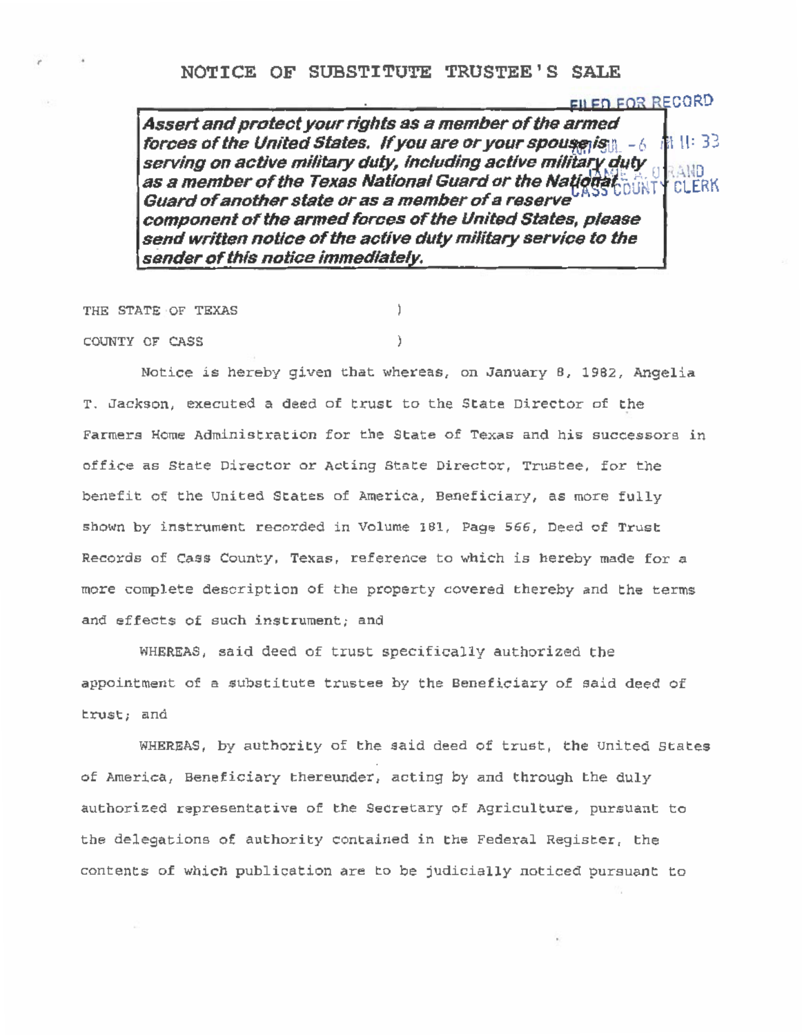# NOTICE OF SUBSTITUTE TRUSTEE'S SALE

FILED FOR RECORD

2011 JUL -6 AM 11:33

JAMIE A. GRAND
CASS COUNTY CLERK

> ***Assert and protect your rights as a member of the armed forces of the United States. If you are or your spouse is serving on active military duty, including active military duty as a member of the Texas National Guard or the National Guard of another state or as a member of a reserve component of the armed forces of the United States, please send written notice of the active duty military service to the sender of this notice immediately.***

THE STATE OF TEXAS )

COUNTY OF CASS )

Notice is hereby given that whereas, on January 8, 1982, Angelia T. Jackson, executed a deed of trust to the State Director of the Farmers Home Administration for the State of Texas and his successors in office as State Director or Acting State Director, Trustee, for the benefit of the United States of America, Beneficiary, as more fully shown by instrument recorded in Volume 181, Page 566, Deed of Trust Records of Cass County, Texas, reference to which is hereby made for a more complete description of the property covered thereby and the terms and effects of such instrument; and

WHEREAS, said deed of trust specifically authorized the appointment of a substitute trustee by the Beneficiary of said deed of trust; and

WHEREAS, by authority of the said deed of trust, the United States of America, Beneficiary thereunder, acting by and through the duly authorized representative of the Secretary of Agriculture, pursuant to the delegations of authority contained in the Federal Register, the contents of which publication are to be judicially noticed pursuant to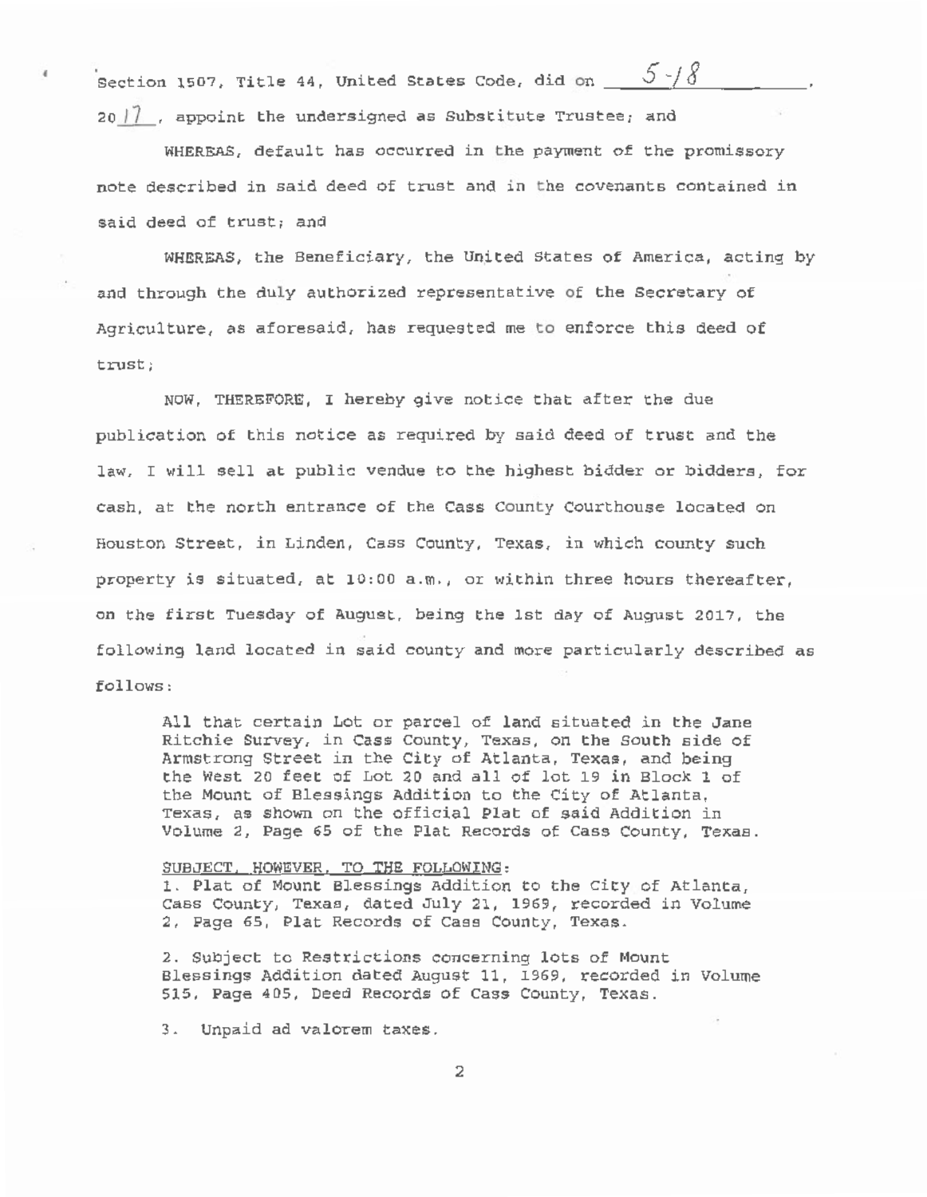Section 1507, Title 44, United States Code, did on 5-18, 2017, appoint the undersigned as Substitute Trustee; and

WHEREAS, default has occurred in the payment of the promissory note described in said deed of trust and in the covenants contained in said deed of trust; and

WHEREAS, the Beneficiary, the United States of America, acting by and through the duly authorized representative of the Secretary of Agriculture, as aforesaid, has requested me to enforce this deed of trust;

NOW, THEREFORE, I hereby give notice that after the due publication of this notice as required by said deed of trust and the law, I will sell at public vendue to the highest bidder or bidders, for cash, at the north entrance of the Cass County Courthouse located on Houston Street, in Linden, Cass County, Texas, in which county such property is situated, at 10:00 a.m., or within three hours thereafter, on the first Tuesday of August, being the 1st day of August 2017, the following land located in said county and more particularly described as follows:

> All that certain Lot or parcel of land situated in the Jane Ritchie Survey, in Cass County, Texas, on the South side of Armstrong Street in the City of Atlanta, Texas, and being the West 20 feet of Lot 20 and all of lot 19 in Block 1 of the Mount of Blessings Addition to the City of Atlanta, Texas, as shown on the official Plat of said Addition in Volume 2, Page 65 of the Plat Records of Cass County, Texas.
>
> SUBJECT, HOWEVER, TO THE FOLLOWING:
>
> 1. Plat of Mount Blessings Addition to the City of Atlanta, Cass County, Texas, dated July 21, 1969, recorded in Volume 2, Page 65, Plat Records of Cass County, Texas.
>
> 2. Subject to Restrictions concerning lots of Mount Blessings Addition dated August 11, 1969, recorded in Volume 515, Page 405, Deed Records of Cass County, Texas.
>
> 3. Unpaid ad valorem taxes.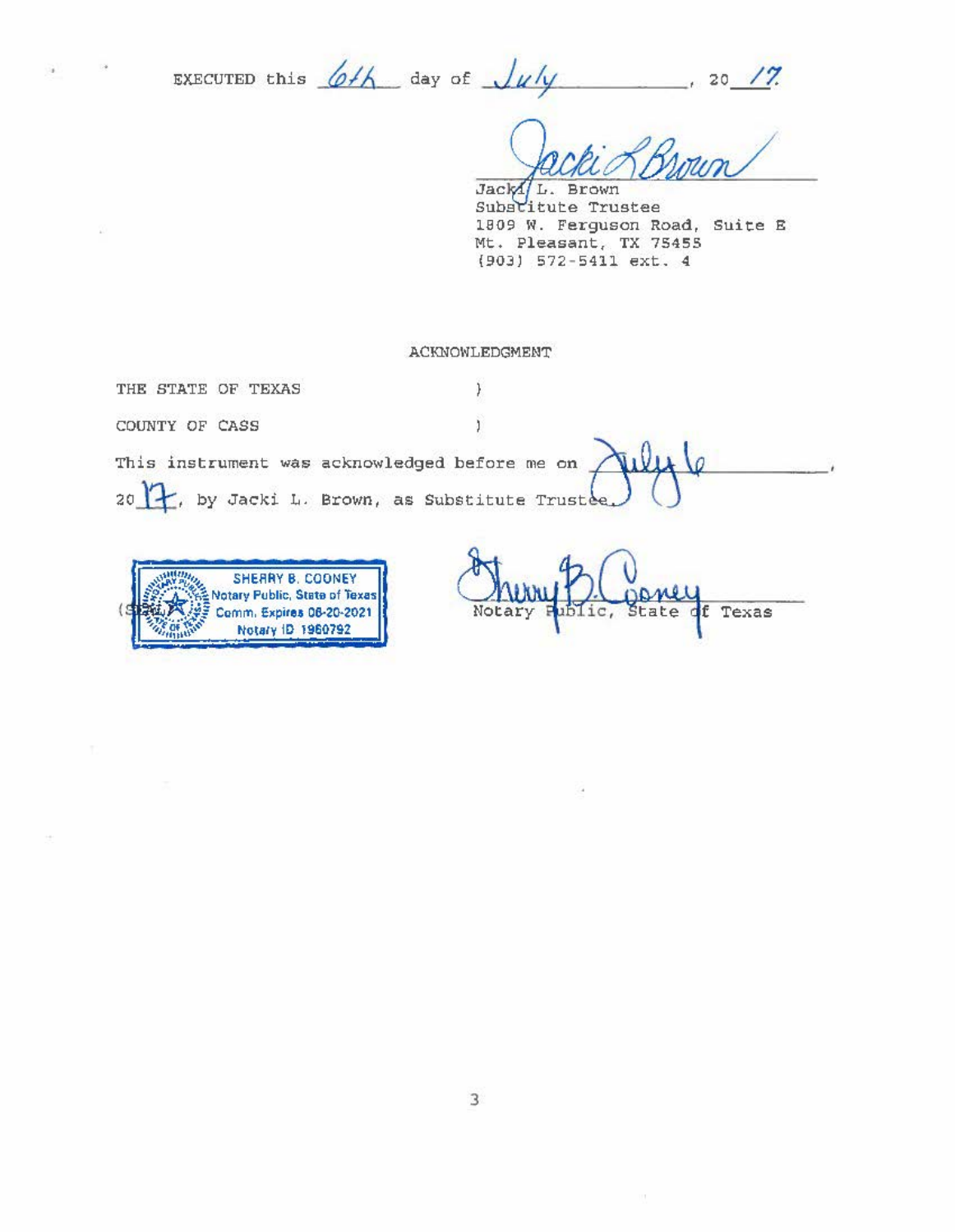EXECUTED this 6th day of July, 20 17.

Jacki L. Brown
Substitute Trustee
1809 W. Ferguson Road, Suite E
Mt. Pleasant, TX 75455
(903) 572-5411 ext. 4

ACKNOWLEDGMENT

THE STATE OF TEXAS )

COUNTY OF CASS )

This instrument was acknowledged before me on July 6, 20 17, by Jacki L. Brown, as Substitute Trustee.

(SEAL) SHERRY B. COONEY
Notary Public, State of Texas
Comm. Expires 08-20-2021
Notary ID 1960792

Notary Public, State of Texas